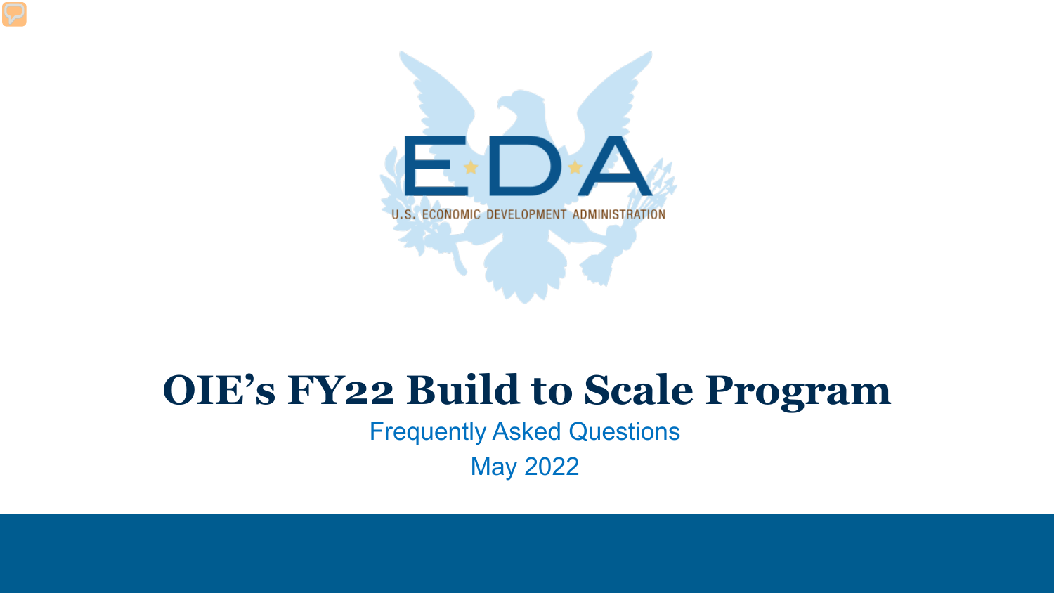EDA

U.S. ECONOMIC DEVELOPMENT ADMINISTRATION

# OIE's FY22 Build to Scale Program

Frequently Asked Questions

May 2022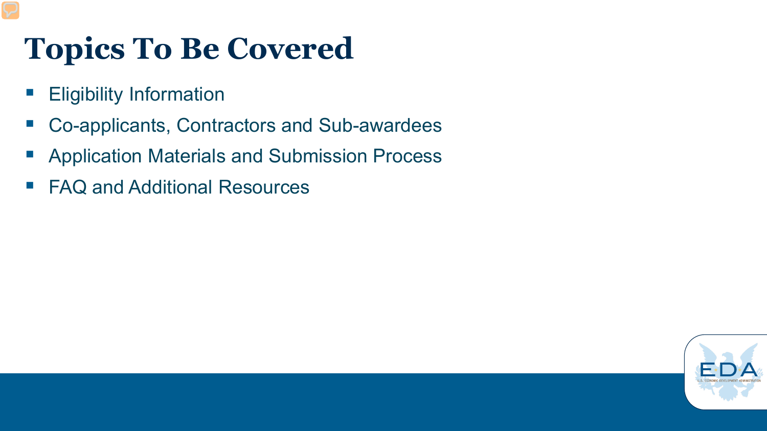# Topics To Be Covered

- Eligibility Information
- Co-applicants, Contractors and Sub-awardees
- Application Materials and Submission Process
- FAQ and Additional Resources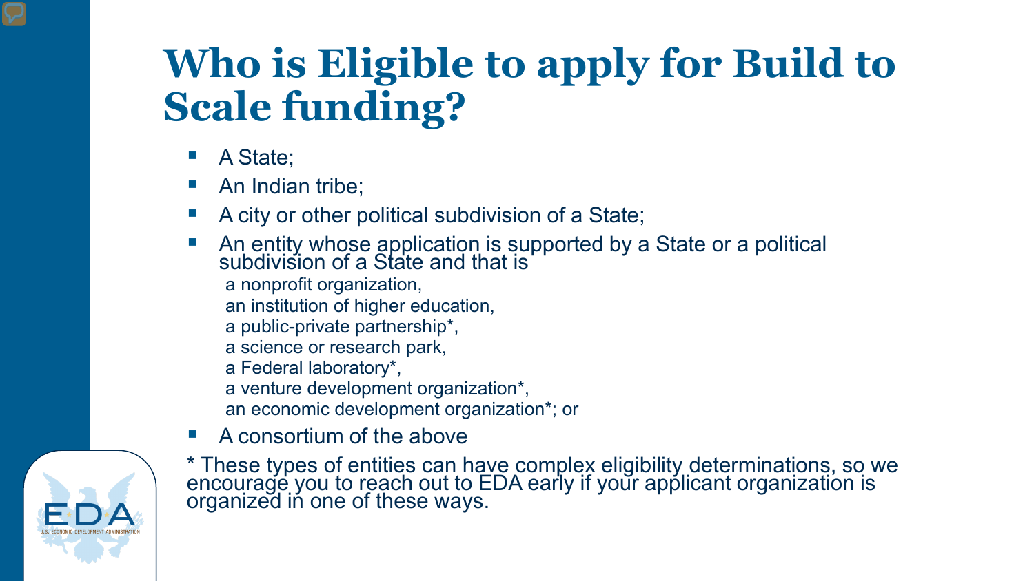# Who is Eligible to apply for Build to Scale funding?

- A State;
- An Indian tribe;
- A city or other political subdivision of a State;
- An entity whose application is supported by a State or a political subdivision of a State and that is
  - a nonprofit organization,
  - an institution of higher education,
  - a public-private partnership*,
  - a science or research park,
  - a Federal laboratory*,
  - a venture development organization*,
  - an economic development organization*; or
- A consortium of the above

* These types of entities can have complex eligibility determinations, so we encourage you to reach out to EDA early if your applicant organization is organized in one of these ways.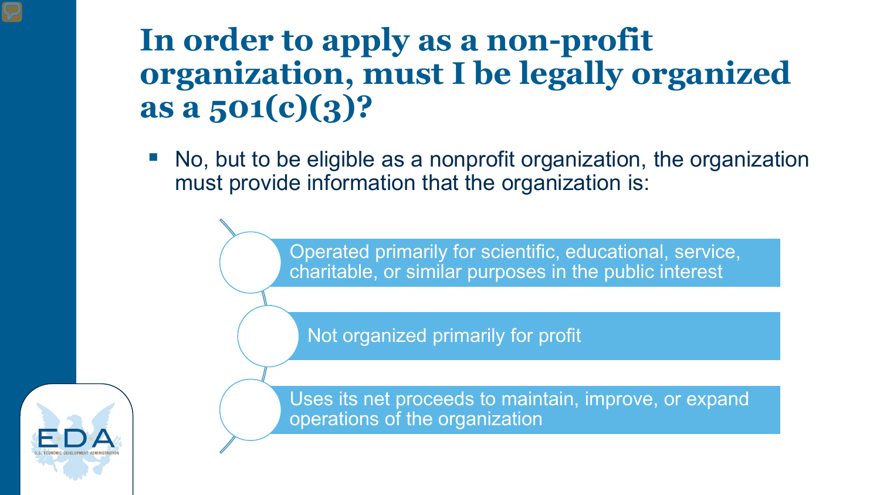# In order to apply as a non-profit organization, must I be legally organized as a 501(c)(3)?

- No, but to be eligible as a nonprofit organization, the organization must provide information that the organization is:
  - Operated primarily for scientific, educational, service, charitable, or similar purposes in the public interest
  - Not organized primarily for profit
  - Uses its net proceeds to maintain, improve, or expand operations of the organization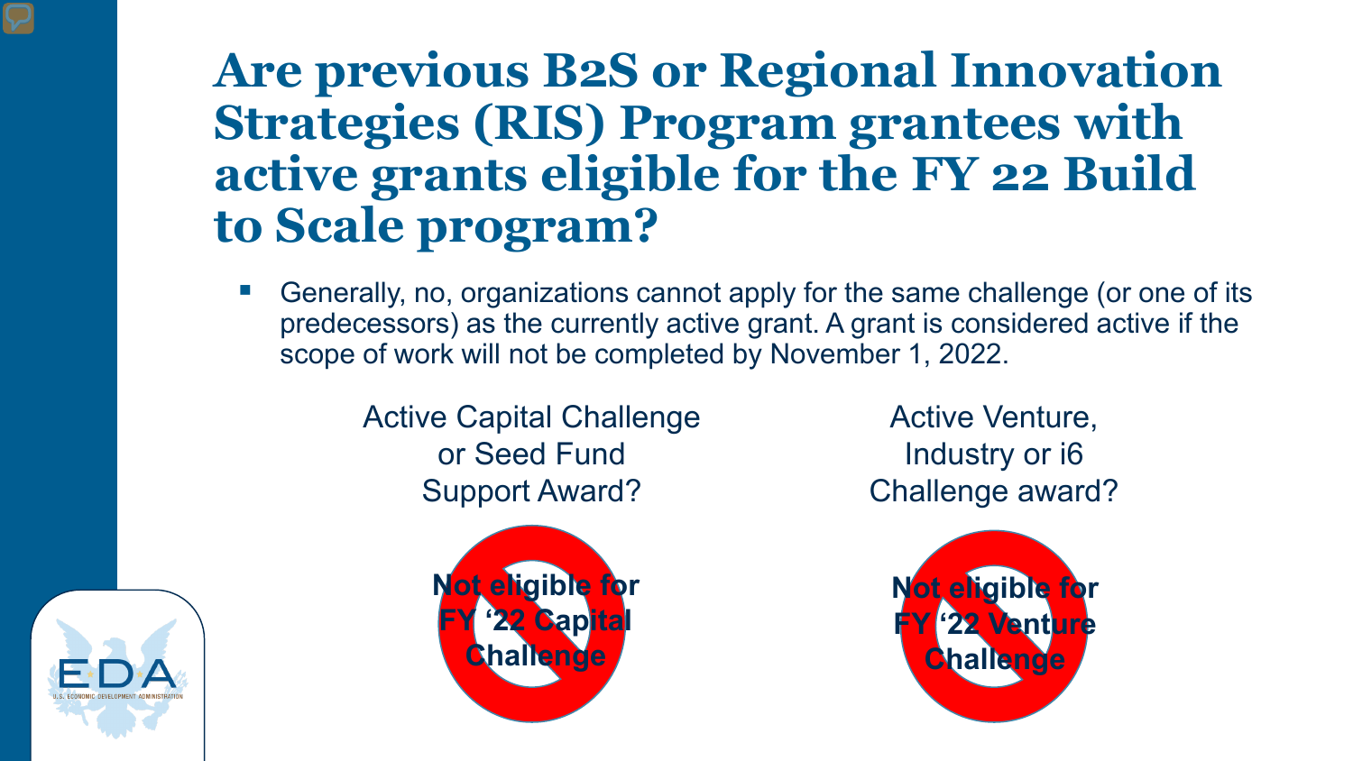# Are previous B2S or Regional Innovation Strategies (RIS) Program grantees with active grants eligible for the FY 22 Build to Scale program?

- Generally, no, organizations cannot apply for the same challenge (or one of its predecessors) as the currently active grant. A grant is considered active if the scope of work will not be completed by November 1, 2022.

Active Capital Challenge or Seed Fund Support Award?

Not eligible for FY '22 Capital Challenge

Active Venture, Industry or i6 Challenge award?

Not eligible for FY '22 Venture Challenge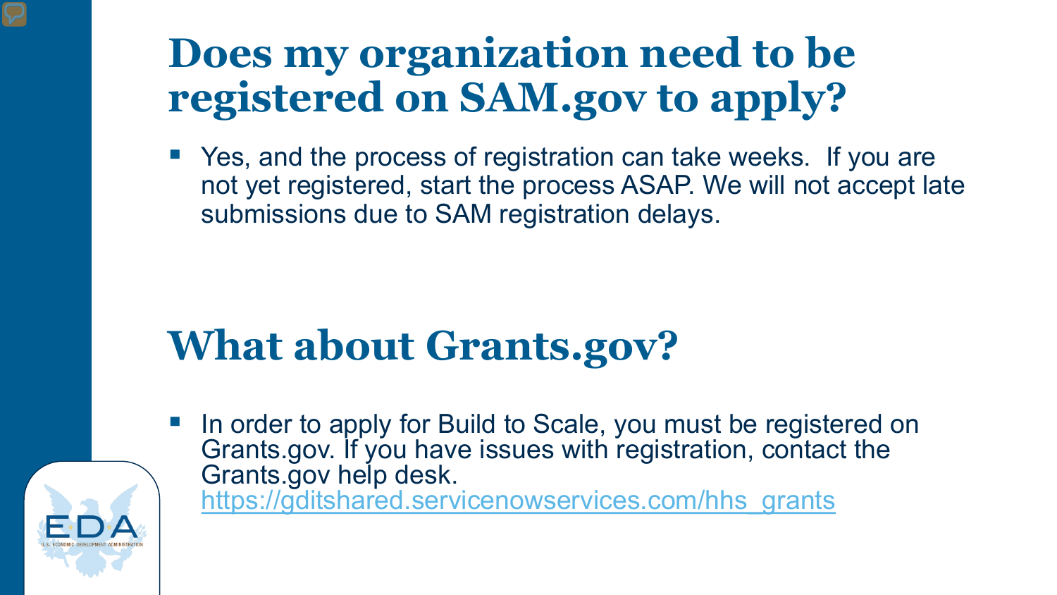# Does my organization need to be registered on SAM.gov to apply?

- Yes, and the process of registration can take weeks. If you are not yet registered, start the process ASAP. We will not accept late submissions due to SAM registration delays.

# What about Grants.gov?

- In order to apply for Build to Scale, you must be registered on Grants.gov. If you have issues with registration, contact the Grants.gov help desk. https://gditshared.servicenowservices.com/hhs_grants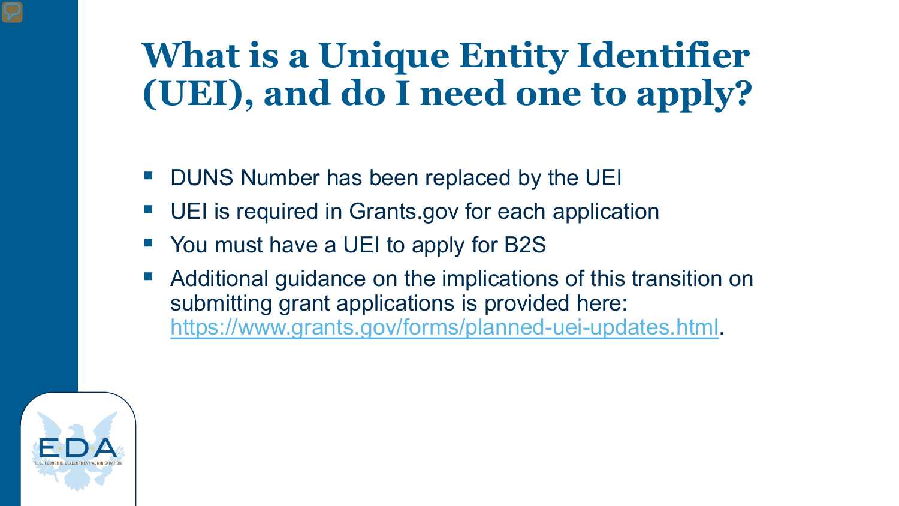# What is a Unique Entity Identifier (UEI), and do I need one to apply?

- DUNS Number has been replaced by the UEI
- UEI is required in Grants.gov for each application
- You must have a UEI to apply for B2S
- Additional guidance on the implications of this transition on submitting grant applications is provided here: https://www.grants.gov/forms/planned-uei-updates.html.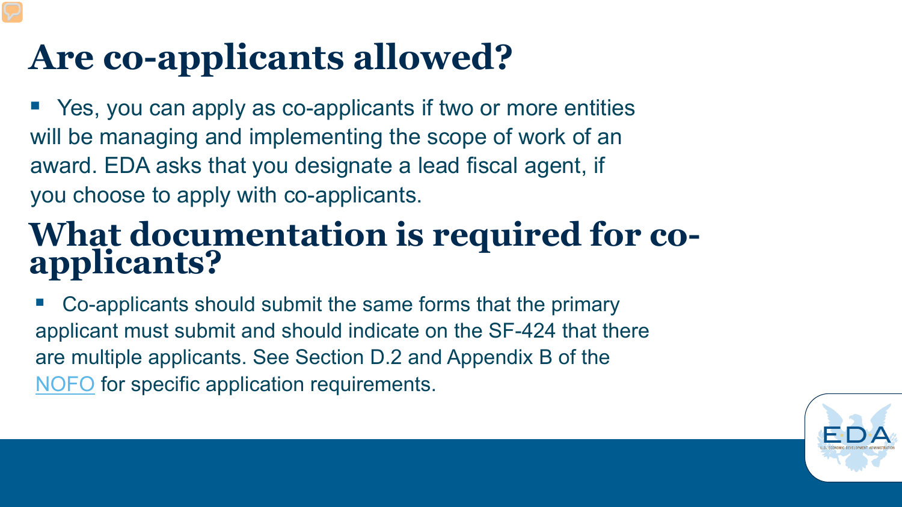# Are co-applicants allowed?

- Yes, you can apply as co-applicants if two or more entities will be managing and implementing the scope of work of an award. EDA asks that you designate a lead fiscal agent, if you choose to apply with co-applicants.

# What documentation is required for co-applicants?

- Co-applicants should submit the same forms that the primary applicant must submit and should indicate on the SF-424 that there are multiple applicants. See Section D.2 and Appendix B of the NOFO for specific application requirements.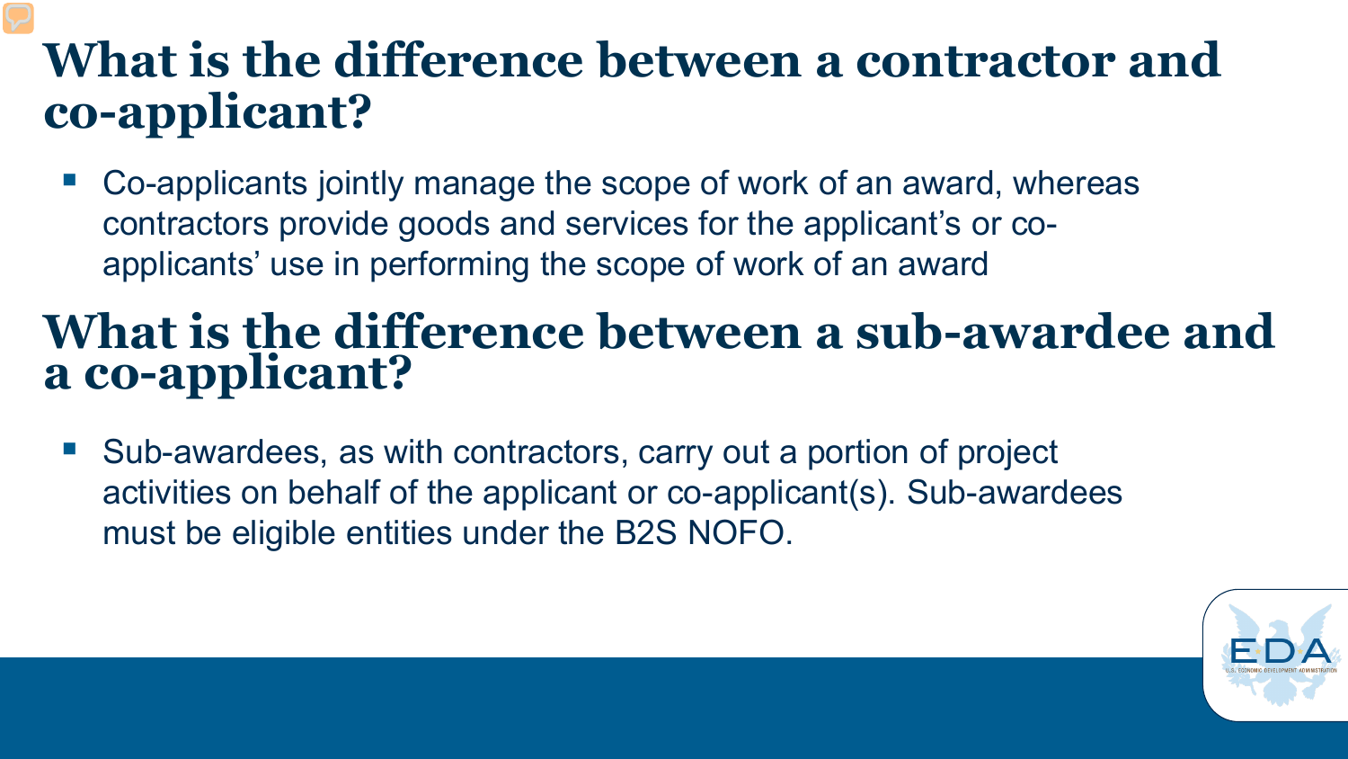## What is the difference between a contractor and co-applicant?

- Co-applicants jointly manage the scope of work of an award, whereas contractors provide goods and services for the applicant's or co-applicants' use in performing the scope of work of an award

## What is the difference between a sub-awardee and a co-applicant?

- Sub-awardees, as with contractors, carry out a portion of project activities on behalf of the applicant or co-applicant(s). Sub-awardees must be eligible entities under the B2S NOFO.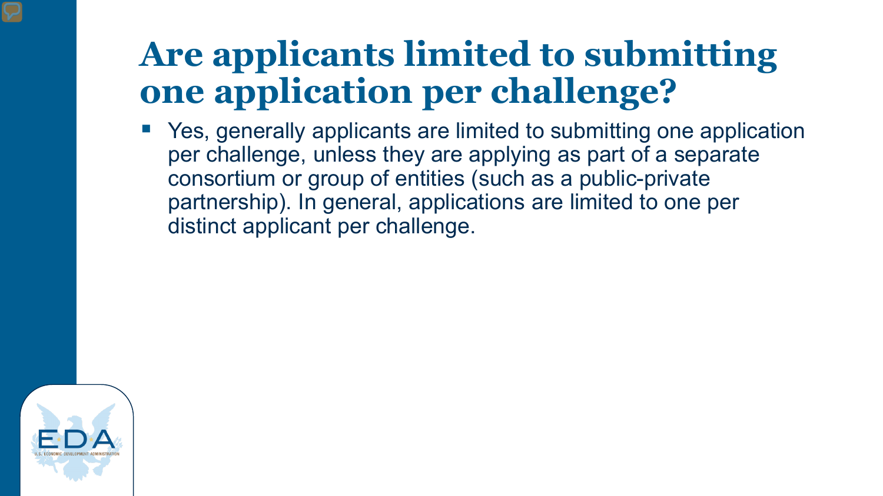# Are applicants limited to submitting one application per challenge?

- Yes, generally applicants are limited to submitting one application per challenge, unless they are applying as part of a separate consortium or group of entities (such as a public-private partnership). In general, applications are limited to one per distinct applicant per challenge.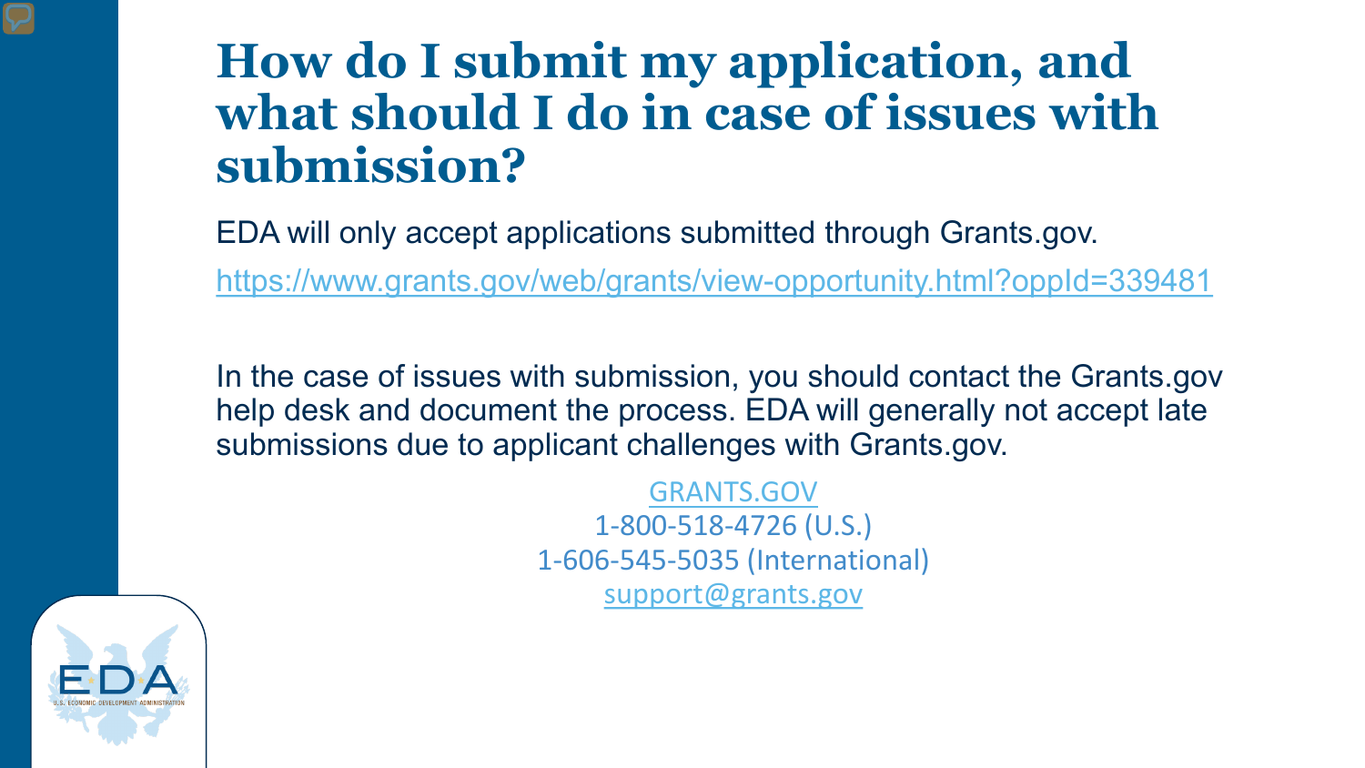# How do I submit my application, and what should I do in case of issues with submission?

EDA will only accept applications submitted through Grants.gov.

https://www.grants.gov/web/grants/view-opportunity.html?oppId=339481

In the case of issues with submission, you should contact the Grants.gov help desk and document the process. EDA will generally not accept late submissions due to applicant challenges with Grants.gov.

GRANTS.GOV
1-800-518-4726 (U.S.)
1-606-545-5035 (International)
support@grants.gov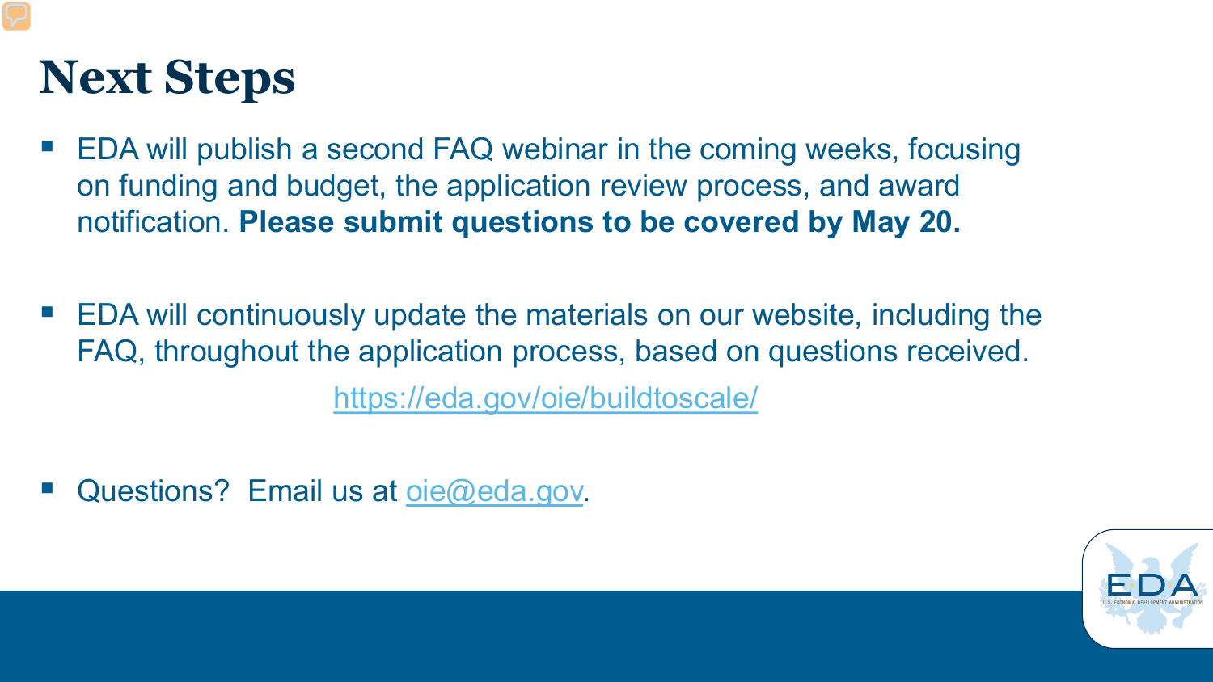# Next Steps

- EDA will publish a second FAQ webinar in the coming weeks, focusing on funding and budget, the application review process, and award notification. **Please submit questions to be covered by May 20.**

- EDA will continuously update the materials on our website, including the FAQ, throughout the application process, based on questions received.

  https://eda.gov/oie/buildtoscale/

- Questions? Email us at oie@eda.gov.